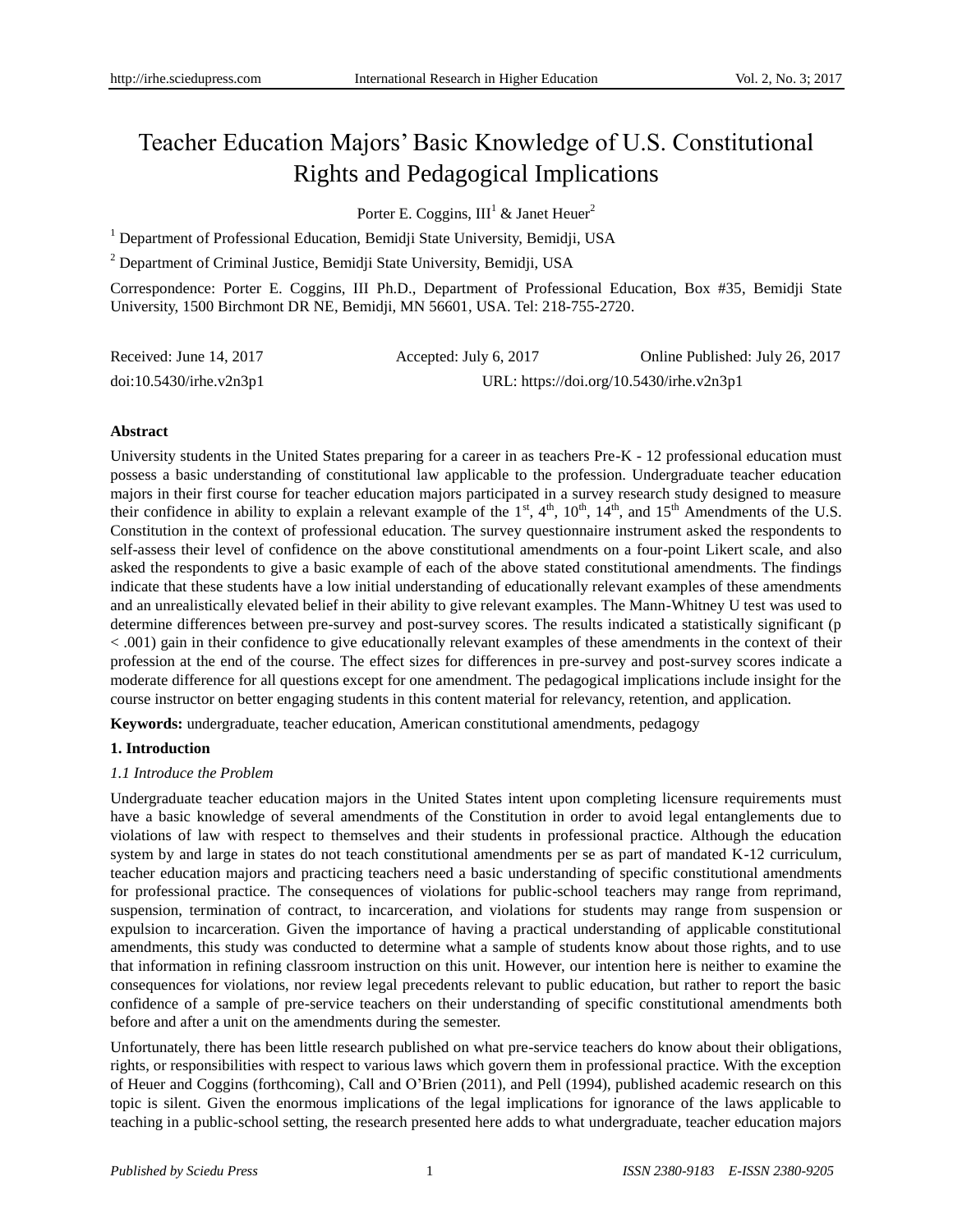# Teacher Education Majors' Basic Knowledge of U.S. Constitutional Rights and Pedagogical Implications

Porter E. Coggins, III[1] & Janet Heuer[2]

[1] Department of Professional Education, Bemidji State University, Bemidji, USA

[2] Department of Criminal Justice, Bemidji State University, Bemidji, USA

Correspondence: Porter E. Coggins, III Ph.D., Department of Professional Education, Box #35, Bemidji State University, 1500 Birchmont DR NE, Bemidji, MN 56601, USA. Tel: 218-755-2720.

Received: June 14, 2017 Accepted: July 6, 2017 Online Published: July 26, 2017

doi:10.5430/irhe.v2n3p1 URL: https://doi.org/10.5430/irhe.v2n3p1

**Abstract**

University students in the United States preparing for a career in as teachers Pre-K - 12 professional education must possess a basic understanding of constitutional law applicable to the profession. Undergraduate teacher education majors in their first course for teacher education majors participated in a survey research study designed to measure their confidence in ability to explain a relevant example of the 1st, 4th, 10th, 14th, and 15th Amendments of the U.S. Constitution in the context of professional education. The survey questionnaire instrument asked the respondents to self-assess their level of confidence on the above constitutional amendments on a four-point Likert scale, and also asked the respondents to give a basic example of each of the above stated constitutional amendments. The findings indicate that these students have a low initial understanding of educationally relevant examples of these amendments and an unrealistically elevated belief in their ability to give relevant examples. The Mann-Whitney U test was used to determine differences between pre-survey and post-survey scores. The results indicated a statistically significant ($p < .001$) gain in their confidence to give educationally relevant examples of these amendments in the context of their profession at the end of the course. The effect sizes for differences in pre-survey and post-survey scores indicate a moderate difference for all questions except for one amendment. The pedagogical implications include insight for the course instructor on better engaging students in this content material for relevancy, retention, and application.

**Keywords:** undergraduate, teacher education, American constitutional amendments, pedagogy

## 1. Introduction

### *1.1 Introduce the Problem*

Undergraduate teacher education majors in the United States intent upon completing licensure requirements must have a basic knowledge of several amendments of the Constitution in order to avoid legal entanglements due to violations of law with respect to themselves and their students in professional practice. Although the education system by and large in states do not teach constitutional amendments per se as part of mandated K-12 curriculum, teacher education majors and practicing teachers need a basic understanding of specific constitutional amendments for professional practice. The consequences of violations for public-school teachers may range from reprimand, suspension, termination of contract, to incarceration, and violations for students may range from suspension or expulsion to incarceration. Given the importance of having a practical understanding of applicable constitutional amendments, this study was conducted to determine what a sample of students know about those rights, and to use that information in refining classroom instruction on this unit. However, our intention here is neither to examine the consequences for violations, nor review legal precedents relevant to public education, but rather to report the basic confidence of a sample of pre-service teachers on their understanding of specific constitutional amendments both before and after a unit on the amendments during the semester.

Unfortunately, there has been little research published on what pre-service teachers do know about their obligations, rights, or responsibilities with respect to various laws which govern them in professional practice. With the exception of Heuer and Coggins (forthcoming), Call and O'Brien (2011), and Pell (1994), published academic research on this topic is silent. Given the enormous implications of the legal implications for ignorance of the laws applicable to teaching in a public-school setting, the research presented here adds to what undergraduate, teacher education majors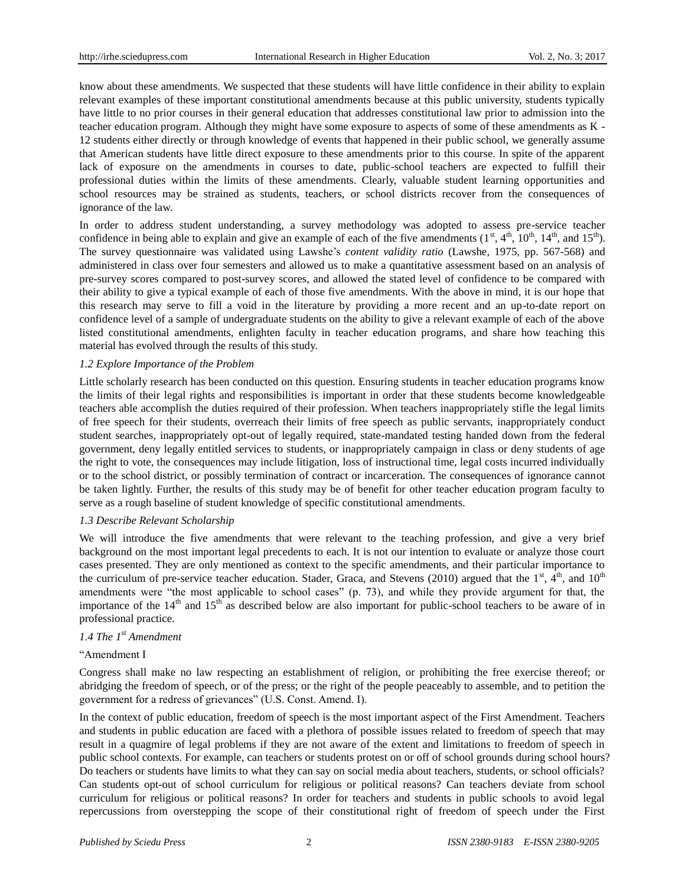know about these amendments. We suspected that these students will have little confidence in their ability to explain relevant examples of these important constitutional amendments because at this public university, students typically have little to no prior courses in their general education that addresses constitutional law prior to admission into the teacher education program. Although they might have some exposure to aspects of some of these amendments as K - 12 students either directly or through knowledge of events that happened in their public school, we generally assume that American students have little direct exposure to these amendments prior to this course. In spite of the apparent lack of exposure on the amendments in courses to date, public-school teachers are expected to fulfill their professional duties within the limits of these amendments. Clearly, valuable student learning opportunities and school resources may be strained as students, teachers, or school districts recover from the consequences of ignorance of the law.

In order to address student understanding, a survey methodology was adopted to assess pre-service teacher confidence in being able to explain and give an example of each of the five amendments (1st, 4th, 10th, 14th, and 15th). The survey questionnaire was validated using Lawshe's *content validity ratio* (Lawshe, 1975, pp. 567-568) and administered in class over four semesters and allowed us to make a quantitative assessment based on an analysis of pre-survey scores compared to post-survey scores, and allowed the stated level of confidence to be compared with their ability to give a typical example of each of those five amendments. With the above in mind, it is our hope that this research may serve to fill a void in the literature by providing a more recent and an up-to-date report on confidence level of a sample of undergraduate students on the ability to give a relevant example of each of the above listed constitutional amendments, enlighten faculty in teacher education programs, and share how teaching this material has evolved through the results of this study.

### *1.2 Explore Importance of the Problem*

Little scholarly research has been conducted on this question. Ensuring students in teacher education programs know the limits of their legal rights and responsibilities is important in order that these students become knowledgeable teachers able accomplish the duties required of their profession. When teachers inappropriately stifle the legal limits of free speech for their students, overreach their limits of free speech as public servants, inappropriately conduct student searches, inappropriately opt-out of legally required, state-mandated testing handed down from the federal government, deny legally entitled services to students, or inappropriately campaign in class or deny students of age the right to vote, the consequences may include litigation, loss of instructional time, legal costs incurred individually or to the school district, or possibly termination of contract or incarceration. The consequences of ignorance cannot be taken lightly. Further, the results of this study may be of benefit for other teacher education program faculty to serve as a rough baseline of student knowledge of specific constitutional amendments.

### *1.3 Describe Relevant Scholarship*

We will introduce the five amendments that were relevant to the teaching profession, and give a very brief background on the most important legal precedents to each. It is not our intention to evaluate or analyze those court cases presented. They are only mentioned as context to the specific amendments, and their particular importance to the curriculum of pre-service teacher education. Stader, Graca, and Stevens (2010) argued that the 1st, 4th, and 10th amendments were "the most applicable to school cases" (p. 73), and while they provide argument for that, the importance of the 14th and 15th as described below are also important for public-school teachers to be aware of in professional practice.

### *1.4 The 1st Amendment*

"Amendment I

Congress shall make no law respecting an establishment of religion, or prohibiting the free exercise thereof; or abridging the freedom of speech, or of the press; or the right of the people peaceably to assemble, and to petition the government for a redress of grievances" (U.S. Const. Amend. I).

In the context of public education, freedom of speech is the most important aspect of the First Amendment. Teachers and students in public education are faced with a plethora of possible issues related to freedom of speech that may result in a quagmire of legal problems if they are not aware of the extent and limitations to freedom of speech in public school contexts. For example, can teachers or students protest on or off of school grounds during school hours? Do teachers or students have limits to what they can say on social media about teachers, students, or school officials? Can students opt-out of school curriculum for religious or political reasons? Can teachers deviate from school curriculum for religious or political reasons? In order for teachers and students in public schools to avoid legal repercussions from overstepping the scope of their constitutional right of freedom of speech under the First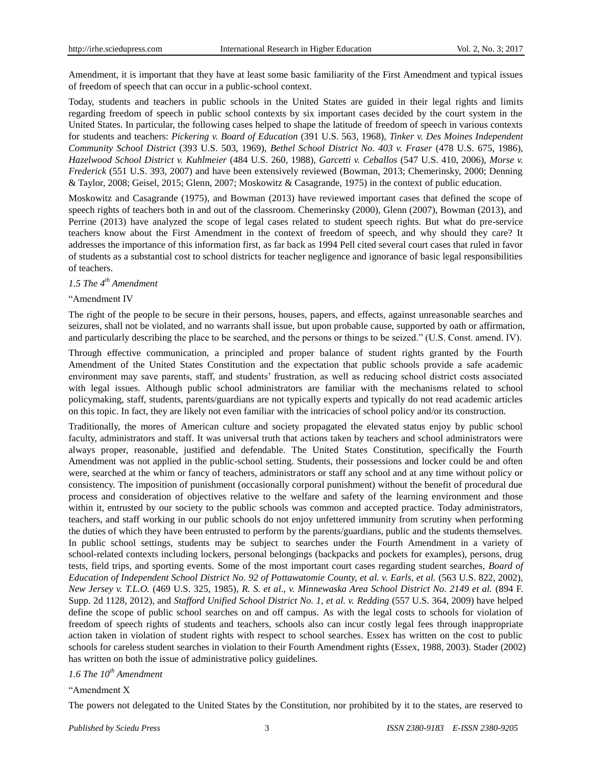Amendment, it is important that they have at least some basic familiarity of the First Amendment and typical issues of freedom of speech that can occur in a public-school context.

Today, students and teachers in public schools in the United States are guided in their legal rights and limits regarding freedom of speech in public school contexts by six important cases decided by the court system in the United States. In particular, the following cases helped to shape the latitude of freedom of speech in various contexts for students and teachers: *Pickering v. Board of Education* (391 U.S. 563, 1968), *Tinker v. Des Moines Independent Community School District* (393 U.S. 503, 1969), *Bethel School District No. 403 v. Fraser* (478 U.S. 675, 1986), *Hazelwood School District v. Kuhlmeier* (484 U.S. 260, 1988), *Garcetti v. Ceballos* (547 U.S. 410, 2006), *Morse v. Frederick* (551 U.S. 393, 2007) and have been extensively reviewed (Bowman, 2013; Chemerinsky, 2000; Denning & Taylor, 2008; Geisel, 2015; Glenn, 2007; Moskowitz & Casagrande, 1975) in the context of public education.

Moskowitz and Casagrande (1975), and Bowman (2013) have reviewed important cases that defined the scope of speech rights of teachers both in and out of the classroom. Chemerinsky (2000), Glenn (2007), Bowman (2013), and Perrine (2013) have analyzed the scope of legal cases related to student speech rights. But what do pre-service teachers know about the First Amendment in the context of freedom of speech, and why should they care? It addresses the importance of this information first, as far back as 1994 Pell cited several court cases that ruled in favor of students as a substantial cost to school districts for teacher negligence and ignorance of basic legal responsibilities of teachers.

### *1.5 The 4th Amendment*

"Amendment IV

The right of the people to be secure in their persons, houses, papers, and effects, against unreasonable searches and seizures, shall not be violated, and no warrants shall issue, but upon probable cause, supported by oath or affirmation, and particularly describing the place to be searched, and the persons or things to be seized." (U.S. Const. amend. IV).

Through effective communication, a principled and proper balance of student rights granted by the Fourth Amendment of the United States Constitution and the expectation that public schools provide a safe academic environment may save parents, staff, and students' frustration, as well as reducing school district costs associated with legal issues. Although public school administrators are familiar with the mechanisms related to school policymaking, staff, students, parents/guardians are not typically experts and typically do not read academic articles on this topic. In fact, they are likely not even familiar with the intricacies of school policy and/or its construction.

Traditionally, the mores of American culture and society propagated the elevated status enjoy by public school faculty, administrators and staff. It was universal truth that actions taken by teachers and school administrators were always proper, reasonable, justified and defendable. The United States Constitution, specifically the Fourth Amendment was not applied in the public-school setting. Students, their possessions and locker could be and often were, searched at the whim or fancy of teachers, administrators or staff any school and at any time without policy or consistency. The imposition of punishment (occasionally corporal punishment) without the benefit of procedural due process and consideration of objectives relative to the welfare and safety of the learning environment and those within it, entrusted by our society to the public schools was common and accepted practice. Today administrators, teachers, and staff working in our public schools do not enjoy unfettered immunity from scrutiny when performing the duties of which they have been entrusted to perform by the parents/guardians, public and the students themselves. In public school settings, students may be subject to searches under the Fourth Amendment in a variety of school-related contexts including lockers, personal belongings (backpacks and pockets for examples), persons, drug tests, field trips, and sporting events. Some of the most important court cases regarding student searches, *Board of Education of Independent School District No. 92 of Pottawatomie County, et al. v. Earls, et al.* (563 U.S. 822, 2002), *New Jersey v. T.L.O.* (469 U.S. 325, 1985), *R. S. et al., v. Minnewaska Area School District No. 2149 et al.* (894 F. Supp. 2d 1128, 2012), and *Stafford Unified School District No. 1, et al. v. Redding* (557 U.S. 364, 2009) have helped define the scope of public school searches on and off campus. As with the legal costs to schools for violation of freedom of speech rights of students and teachers, schools also can incur costly legal fees through inappropriate action taken in violation of student rights with respect to school searches. Essex has written on the cost to public schools for careless student searches in violation to their Fourth Amendment rights (Essex, 1988, 2003). Stader (2002) has written on both the issue of administrative policy guidelines.

### *1.6 The 10th Amendment*

"Amendment X

The powers not delegated to the United States by the Constitution, nor prohibited by it to the states, are reserved to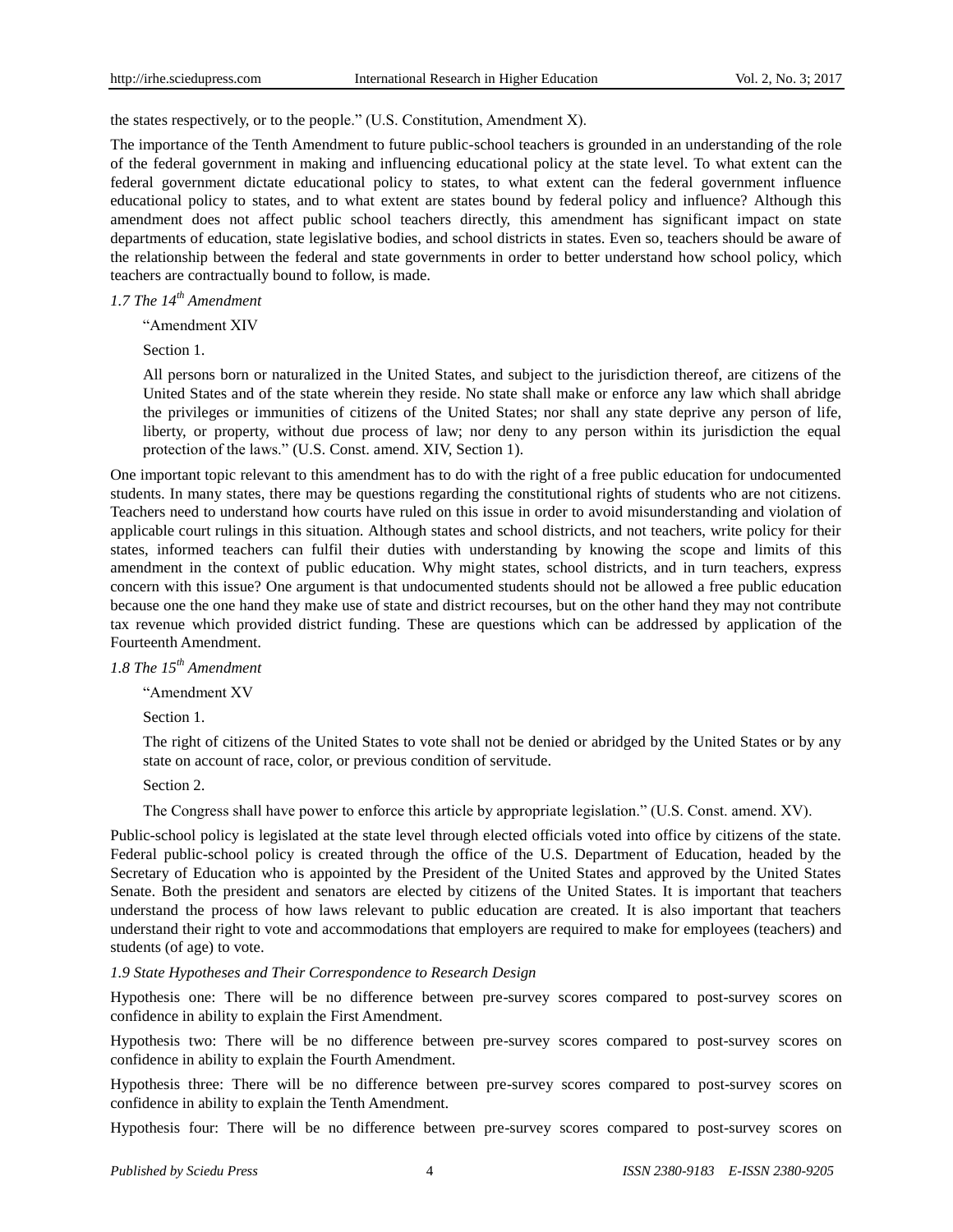the states respectively, or to the people." (U.S. Constitution, Amendment X).

The importance of the Tenth Amendment to future public-school teachers is grounded in an understanding of the role of the federal government in making and influencing educational policy at the state level. To what extent can the federal government dictate educational policy to states, to what extent can the federal government influence educational policy to states, and to what extent are states bound by federal policy and influence? Although this amendment does not affect public school teachers directly, this amendment has significant impact on state departments of education, state legislative bodies, and school districts in states. Even so, teachers should be aware of the relationship between the federal and state governments in order to better understand how school policy, which teachers are contractually bound to follow, is made.

### *1.7 The 14th Amendment*

> "Amendment XIV
>
> Section 1.
>
> All persons born or naturalized in the United States, and subject to the jurisdiction thereof, are citizens of the United States and of the state wherein they reside. No state shall make or enforce any law which shall abridge the privileges or immunities of citizens of the United States; nor shall any state deprive any person of life, liberty, or property, without due process of law; nor deny to any person within its jurisdiction the equal protection of the laws." (U.S. Const. amend. XIV, Section 1).

One important topic relevant to this amendment has to do with the right of a free public education for undocumented students. In many states, there may be questions regarding the constitutional rights of students who are not citizens. Teachers need to understand how courts have ruled on this issue in order to avoid misunderstanding and violation of applicable court rulings in this situation. Although states and school districts, and not teachers, write policy for their states, informed teachers can fulfil their duties with understanding by knowing the scope and limits of this amendment in the context of public education. Why might states, school districts, and in turn teachers, express concern with this issue? One argument is that undocumented students should not be allowed a free public education because one the one hand they make use of state and district recourses, but on the other hand they may not contribute tax revenue which provided district funding. These are questions which can be addressed by application of the Fourteenth Amendment.

### *1.8 The 15th Amendment*

> "Amendment XV
>
> Section 1.
>
> The right of citizens of the United States to vote shall not be denied or abridged by the United States or by any state on account of race, color, or previous condition of servitude.
>
> Section 2.
>
> The Congress shall have power to enforce this article by appropriate legislation." (U.S. Const. amend. XV).

Public-school policy is legislated at the state level through elected officials voted into office by citizens of the state. Federal public-school policy is created through the office of the U.S. Department of Education, headed by the Secretary of Education who is appointed by the President of the United States and approved by the United States Senate. Both the president and senators are elected by citizens of the United States. It is important that teachers understand the process of how laws relevant to public education are created. It is also important that teachers understand their right to vote and accommodations that employers are required to make for employees (teachers) and students (of age) to vote.

### *1.9 State Hypotheses and Their Correspondence to Research Design*

Hypothesis one: There will be no difference between pre-survey scores compared to post-survey scores on confidence in ability to explain the First Amendment.

Hypothesis two: There will be no difference between pre-survey scores compared to post-survey scores on confidence in ability to explain the Fourth Amendment.

Hypothesis three: There will be no difference between pre-survey scores compared to post-survey scores on confidence in ability to explain the Tenth Amendment.

Hypothesis four: There will be no difference between pre-survey scores compared to post-survey scores on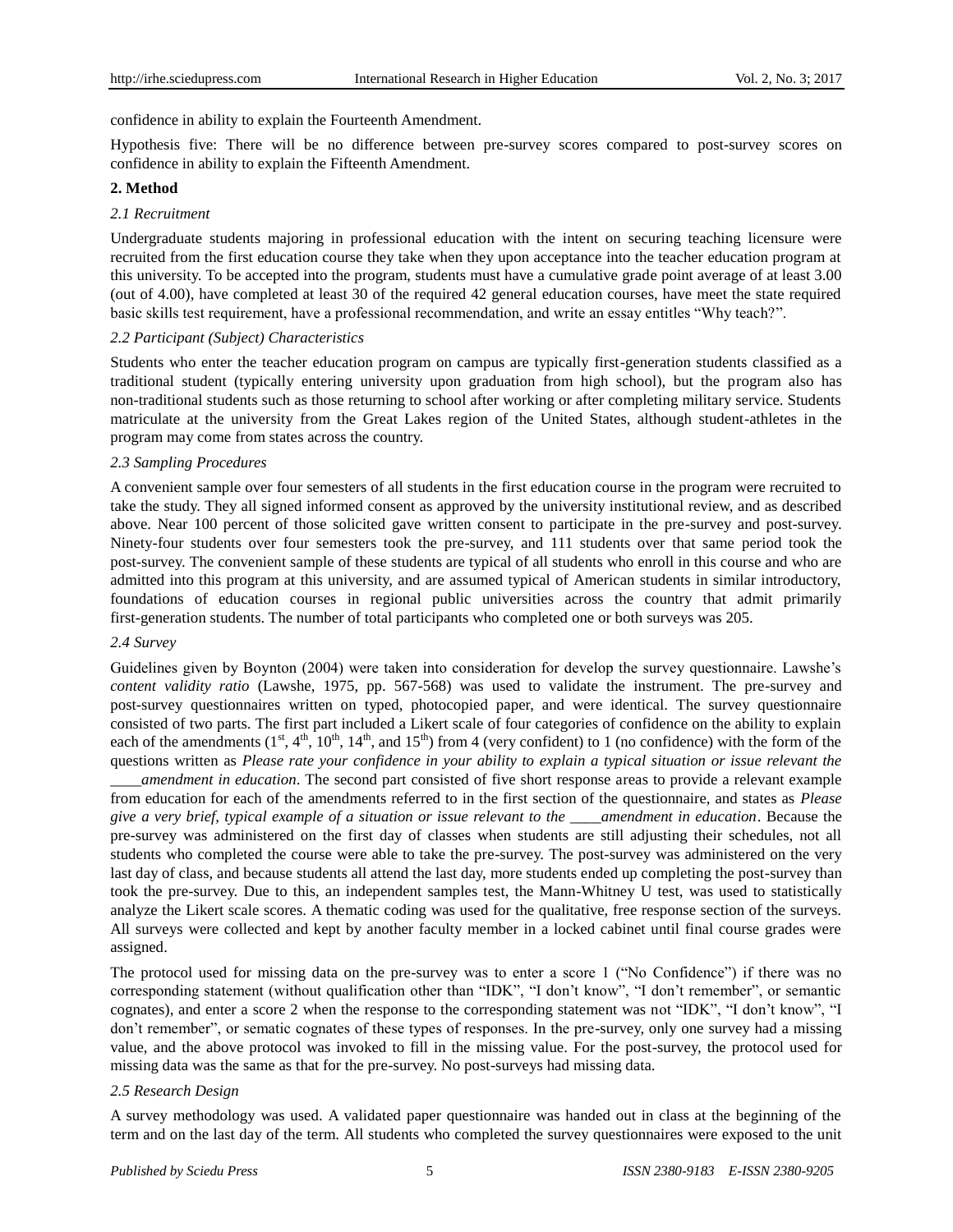confidence in ability to explain the Fourteenth Amendment.

Hypothesis five: There will be no difference between pre-survey scores compared to post-survey scores on confidence in ability to explain the Fifteenth Amendment.

## 2. Method

### 2.1 Recruitment

Undergraduate students majoring in professional education with the intent on securing teaching licensure were recruited from the first education course they take when they upon acceptance into the teacher education program at this university. To be accepted into the program, students must have a cumulative grade point average of at least 3.00 (out of 4.00), have completed at least 30 of the required 42 general education courses, have meet the state required basic skills test requirement, have a professional recommendation, and write an essay entitles "Why teach?".

### 2.2 Participant (Subject) Characteristics

Students who enter the teacher education program on campus are typically first-generation students classified as a traditional student (typically entering university upon graduation from high school), but the program also has non-traditional students such as those returning to school after working or after completing military service. Students matriculate at the university from the Great Lakes region of the United States, although student-athletes in the program may come from states across the country.

### 2.3 Sampling Procedures

A convenient sample over four semesters of all students in the first education course in the program were recruited to take the study. They all signed informed consent as approved by the university institutional review, and as described above. Near 100 percent of those solicited gave written consent to participate in the pre-survey and post-survey. Ninety-four students over four semesters took the pre-survey, and 111 students over that same period took the post-survey. The convenient sample of these students are typical of all students who enroll in this course and who are admitted into this program at this university, and are assumed typical of American students in similar introductory, foundations of education courses in regional public universities across the country that admit primarily first-generation students. The number of total participants who completed one or both surveys was 205.

### 2.4 Survey

Guidelines given by Boynton (2004) were taken into consideration for develop the survey questionnaire. Lawshe's *content validity ratio* (Lawshe, 1975, pp. 567-568) was used to validate the instrument. The pre-survey and post-survey questionnaires written on typed, photocopied paper, and were identical. The survey questionnaire consisted of two parts. The first part included a Likert scale of four categories of confidence on the ability to explain each of the amendments (1st, 4th, 10th, 14th, and 15th) from 4 (very confident) to 1 (no confidence) with the form of the questions written as *Please rate your confidence in your ability to explain a typical situation or issue relevant the ____amendment in education*. The second part consisted of five short response areas to provide a relevant example from education for each of the amendments referred to in the first section of the questionnaire, and states as *Please give a very brief, typical example of a situation or issue relevant to the ____amendment in education*. Because the pre-survey was administered on the first day of classes when students are still adjusting their schedules, not all students who completed the course were able to take the pre-survey. The post-survey was administered on the very last day of class, and because students all attend the last day, more students ended up completing the post-survey than took the pre-survey. Due to this, an independent samples test, the Mann-Whitney U test, was used to statistically analyze the Likert scale scores. A thematic coding was used for the qualitative, free response section of the surveys. All surveys were collected and kept by another faculty member in a locked cabinet until final course grades were assigned.

The protocol used for missing data on the pre-survey was to enter a score 1 ("No Confidence") if there was no corresponding statement (without qualification other than "IDK", "I don't know", "I don't remember", or semantic cognates), and enter a score 2 when the response to the corresponding statement was not "IDK", "I don't know", "I don't remember", or sematic cognates of these types of responses. In the pre-survey, only one survey had a missing value, and the above protocol was invoked to fill in the missing value. For the post-survey, the protocol used for missing data was the same as that for the pre-survey. No post-surveys had missing data.

### 2.5 Research Design

A survey methodology was used. A validated paper questionnaire was handed out in class at the beginning of the term and on the last day of the term. All students who completed the survey questionnaires were exposed to the unit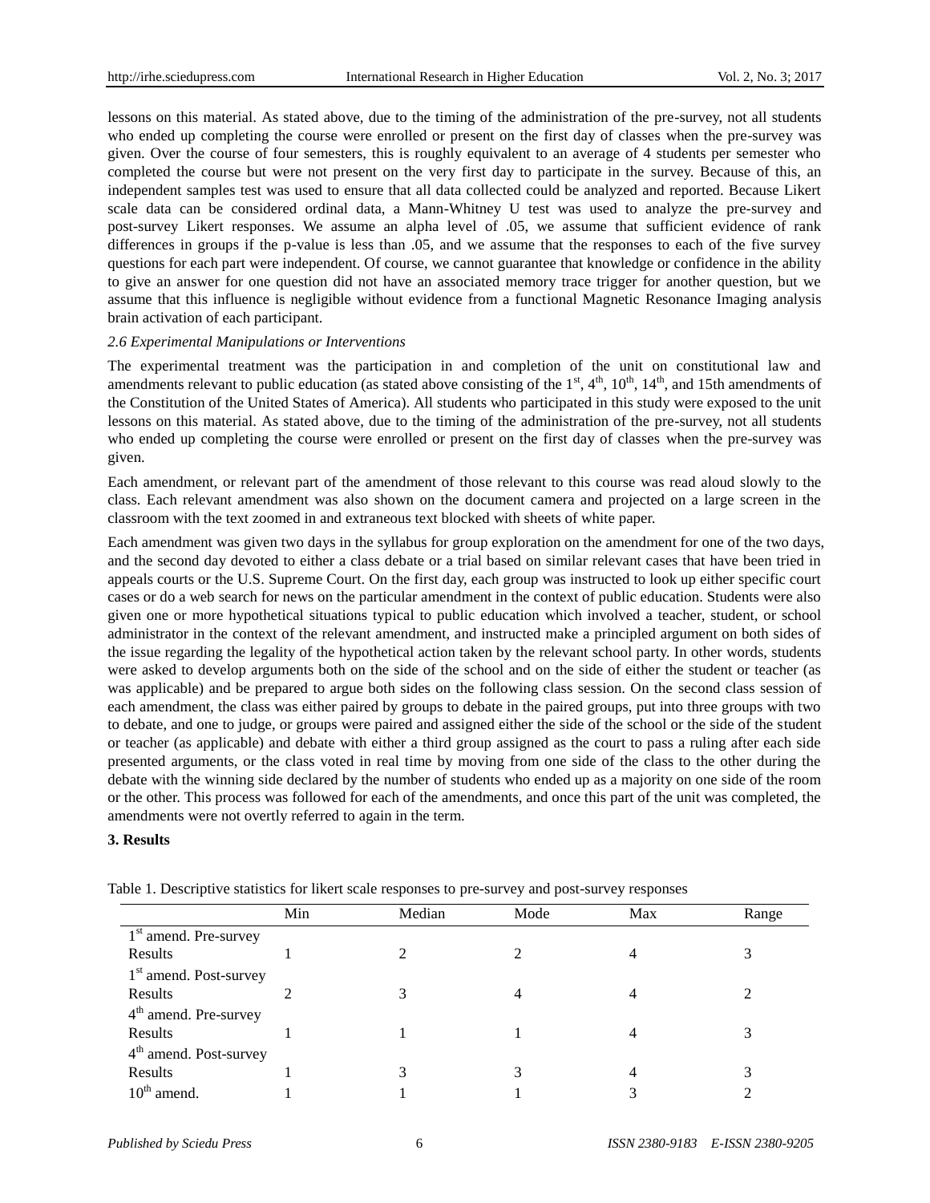lessons on this material. As stated above, due to the timing of the administration of the pre-survey, not all students who ended up completing the course were enrolled or present on the first day of classes when the pre-survey was given. Over the course of four semesters, this is roughly equivalent to an average of 4 students per semester who completed the course but were not present on the very first day to participate in the survey. Because of this, an independent samples test was used to ensure that all data collected could be analyzed and reported. Because Likert scale data can be considered ordinal data, a Mann-Whitney U test was used to analyze the pre-survey and post-survey Likert responses. We assume an alpha level of .05, we assume that sufficient evidence of rank differences in groups if the p-value is less than .05, and we assume that the responses to each of the five survey questions for each part were independent. Of course, we cannot guarantee that knowledge or confidence in the ability to give an answer for one question did not have an associated memory trace trigger for another question, but we assume that this influence is negligible without evidence from a functional Magnetic Resonance Imaging analysis brain activation of each participant.

### *2.6 Experimental Manipulations or Interventions*

The experimental treatment was the participation in and completion of the unit on constitutional law and amendments relevant to public education (as stated above consisting of the 1st, 4th, 10th, 14th, and 15th amendments of the Constitution of the United States of America). All students who participated in this study were exposed to the unit lessons on this material. As stated above, due to the timing of the administration of the pre-survey, not all students who ended up completing the course were enrolled or present on the first day of classes when the pre-survey was given.

Each amendment, or relevant part of the amendment of those relevant to this course was read aloud slowly to the class. Each relevant amendment was also shown on the document camera and projected on a large screen in the classroom with the text zoomed in and extraneous text blocked with sheets of white paper.

Each amendment was given two days in the syllabus for group exploration on the amendment for one of the two days, and the second day devoted to either a class debate or a trial based on similar relevant cases that have been tried in appeals courts or the U.S. Supreme Court. On the first day, each group was instructed to look up either specific court cases or do a web search for news on the particular amendment in the context of public education. Students were also given one or more hypothetical situations typical to public education which involved a teacher, student, or school administrator in the context of the relevant amendment, and instructed make a principled argument on both sides of the issue regarding the legality of the hypothetical action taken by the relevant school party. In other words, students were asked to develop arguments both on the side of the school and on the side of either the student or teacher (as was applicable) and be prepared to argue both sides on the following class session. On the second class session of each amendment, the class was either paired by groups to debate in the paired groups, put into three groups with two to debate, and one to judge, or groups were paired and assigned either the side of the school or the side of the student or teacher (as applicable) and debate with either a third group assigned as the court to pass a ruling after each side presented arguments, or the class voted in real time by moving from one side of the class to the other during the debate with the winning side declared by the number of students who ended up as a majority on one side of the room or the other. This process was followed for each of the amendments, and once this part of the unit was completed, the amendments were not overtly referred to again in the term.

## 3. Results

Table 1. Descriptive statistics for likert scale responses to pre-survey and post-survey responses

| | Min | Median | Mode | Max | Range |
|---|---|---|---|---|---|
| 1st amend. Pre-survey Results | 1 | 2 | 2 | 4 | 3 |
| 1st amend. Post-survey Results | 2 | 3 | 4 | 4 | 2 |
| 4th amend. Pre-survey Results | 1 | 1 | 1 | 4 | 3 |
| 4th amend. Post-survey Results | 1 | 3 | 3 | 4 | 3 |
| 10th amend. | 1 | 1 | 1 | 3 | 2 |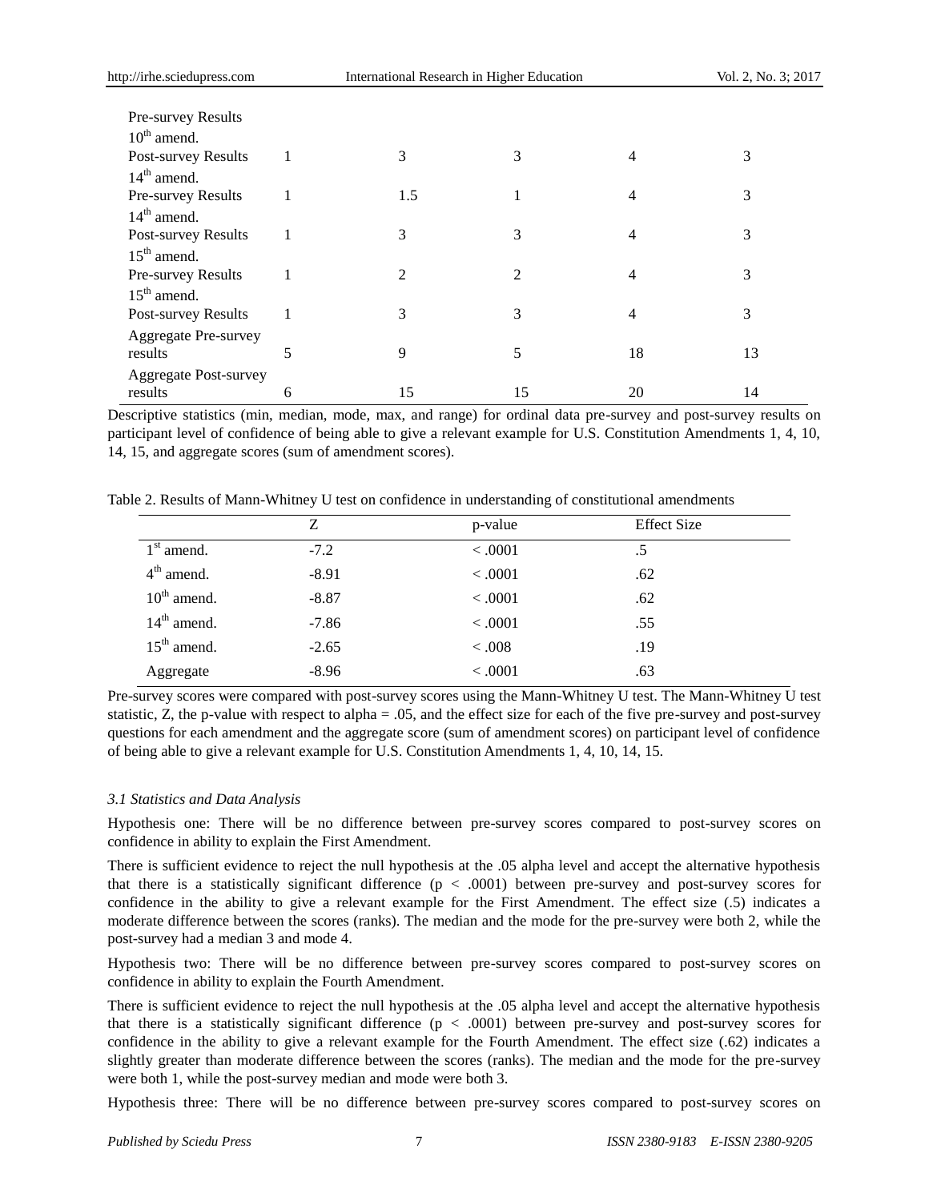| | | | | | |
|---|---|---|---|---|---|
| Pre-survey Results 10th amend. | | | | | |
| Post-survey Results 14th amend. | 1 | 3 | 3 | 4 | 3 |
| Pre-survey Results 14th amend. | 1 | 1.5 | 1 | 4 | 3 |
| Post-survey Results 15th amend. | 1 | 3 | 3 | 4 | 3 |
| Pre-survey Results 15th amend. | 1 | 2 | 2 | 4 | 3 |
| Post-survey Results | 1 | 3 | 3 | 4 | 3 |
| Aggregate Pre-survey results | 5 | 9 | 5 | 18 | 13 |
| Aggregate Post-survey results | 6 | 15 | 15 | 20 | 14 |

Descriptive statistics (min, median, mode, max, and range) for ordinal data pre-survey and post-survey results on participant level of confidence of being able to give a relevant example for U.S. Constitution Amendments 1, 4, 10, 14, 15, and aggregate scores (sum of amendment scores).

Table 2. Results of Mann-Whitney U test on confidence in understanding of constitutional amendments

| | Z | p-value | Effect Size |
|---|---|---|---|
| 1st amend. | -7.2 | < .0001 | .5 |
| 4th amend. | -8.91 | < .0001 | .62 |
| 10th amend. | -8.87 | < .0001 | .62 |
| 14th amend. | -7.86 | < .0001 | .55 |
| 15th amend. | -2.65 | < .008 | .19 |
| Aggregate | -8.96 | < .0001 | .63 |

Pre-survey scores were compared with post-survey scores using the Mann-Whitney U test. The Mann-Whitney U test statistic, Z, the p-value with respect to alpha = .05, and the effect size for each of the five pre-survey and post-survey questions for each amendment and the aggregate score (sum of amendment scores) on participant level of confidence of being able to give a relevant example for U.S. Constitution Amendments 1, 4, 10, 14, 15.

### *3.1 Statistics and Data Analysis*

Hypothesis one: There will be no difference between pre-survey scores compared to post-survey scores on confidence in ability to explain the First Amendment.

There is sufficient evidence to reject the null hypothesis at the .05 alpha level and accept the alternative hypothesis that there is a statistically significant difference ($p < .0001$) between pre-survey and post-survey scores for confidence in the ability to give a relevant example for the First Amendment. The effect size (.5) indicates a moderate difference between the scores (ranks). The median and the mode for the pre-survey were both 2, while the post-survey had a median 3 and mode 4.

Hypothesis two: There will be no difference between pre-survey scores compared to post-survey scores on confidence in ability to explain the Fourth Amendment.

There is sufficient evidence to reject the null hypothesis at the .05 alpha level and accept the alternative hypothesis that there is a statistically significant difference ($p < .0001$) between pre-survey and post-survey scores for confidence in the ability to give a relevant example for the Fourth Amendment. The effect size (.62) indicates a slightly greater than moderate difference between the scores (ranks). The median and the mode for the pre-survey were both 1, while the post-survey median and mode were both 3.

Hypothesis three: There will be no difference between pre-survey scores compared to post-survey scores on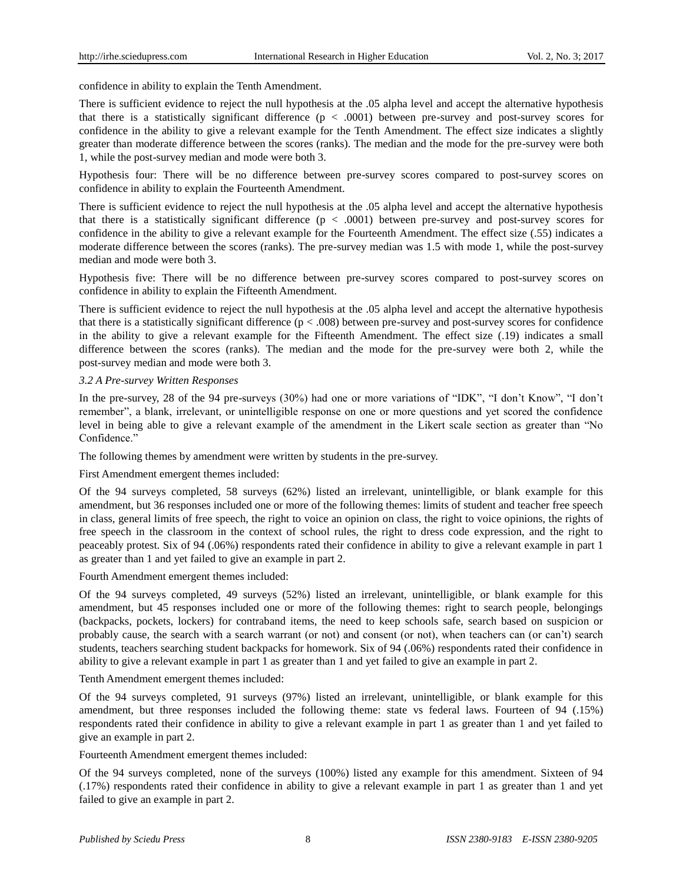confidence in ability to explain the Tenth Amendment.

There is sufficient evidence to reject the null hypothesis at the .05 alpha level and accept the alternative hypothesis that there is a statistically significant difference ($p < .0001$) between pre-survey and post-survey scores for confidence in the ability to give a relevant example for the Tenth Amendment. The effect size indicates a slightly greater than moderate difference between the scores (ranks). The median and the mode for the pre-survey were both 1, while the post-survey median and mode were both 3.

Hypothesis four: There will be no difference between pre-survey scores compared to post-survey scores on confidence in ability to explain the Fourteenth Amendment.

There is sufficient evidence to reject the null hypothesis at the .05 alpha level and accept the alternative hypothesis that there is a statistically significant difference ($p < .0001$) between pre-survey and post-survey scores for confidence in the ability to give a relevant example for the Fourteenth Amendment. The effect size (.55) indicates a moderate difference between the scores (ranks). The pre-survey median was 1.5 with mode 1, while the post-survey median and mode were both 3.

Hypothesis five: There will be no difference between pre-survey scores compared to post-survey scores on confidence in ability to explain the Fifteenth Amendment.

There is sufficient evidence to reject the null hypothesis at the .05 alpha level and accept the alternative hypothesis that there is a statistically significant difference ($p < .008$) between pre-survey and post-survey scores for confidence in the ability to give a relevant example for the Fifteenth Amendment. The effect size (.19) indicates a small difference between the scores (ranks). The median and the mode for the pre-survey were both 2, while the post-survey median and mode were both 3.

### *3.2 A Pre-survey Written Responses*

In the pre-survey, 28 of the 94 pre-surveys (30%) had one or more variations of "IDK", "I don't Know", "I don't remember", a blank, irrelevant, or unintelligible response on one or more questions and yet scored the confidence level in being able to give a relevant example of the amendment in the Likert scale section as greater than "No Confidence."

The following themes by amendment were written by students in the pre-survey.

First Amendment emergent themes included:

Of the 94 surveys completed, 58 surveys (62%) listed an irrelevant, unintelligible, or blank example for this amendment, but 36 responses included one or more of the following themes: limits of student and teacher free speech in class, general limits of free speech, the right to voice an opinion on class, the right to voice opinions, the rights of free speech in the classroom in the context of school rules, the right to dress code expression, and the right to peaceably protest. Six of 94 (.06%) respondents rated their confidence in ability to give a relevant example in part 1 as greater than 1 and yet failed to give an example in part 2.

Fourth Amendment emergent themes included:

Of the 94 surveys completed, 49 surveys (52%) listed an irrelevant, unintelligible, or blank example for this amendment, but 45 responses included one or more of the following themes: right to search people, belongings (backpacks, pockets, lockers) for contraband items, the need to keep schools safe, search based on suspicion or probably cause, the search with a search warrant (or not) and consent (or not), when teachers can (or can't) search students, teachers searching student backpacks for homework. Six of 94 (.06%) respondents rated their confidence in ability to give a relevant example in part 1 as greater than 1 and yet failed to give an example in part 2.

Tenth Amendment emergent themes included:

Of the 94 surveys completed, 91 surveys (97%) listed an irrelevant, unintelligible, or blank example for this amendment, but three responses included the following theme: state vs federal laws. Fourteen of 94 (.15%) respondents rated their confidence in ability to give a relevant example in part 1 as greater than 1 and yet failed to give an example in part 2.

Fourteenth Amendment emergent themes included:

Of the 94 surveys completed, none of the surveys (100%) listed any example for this amendment. Sixteen of 94 (.17%) respondents rated their confidence in ability to give a relevant example in part 1 as greater than 1 and yet failed to give an example in part 2.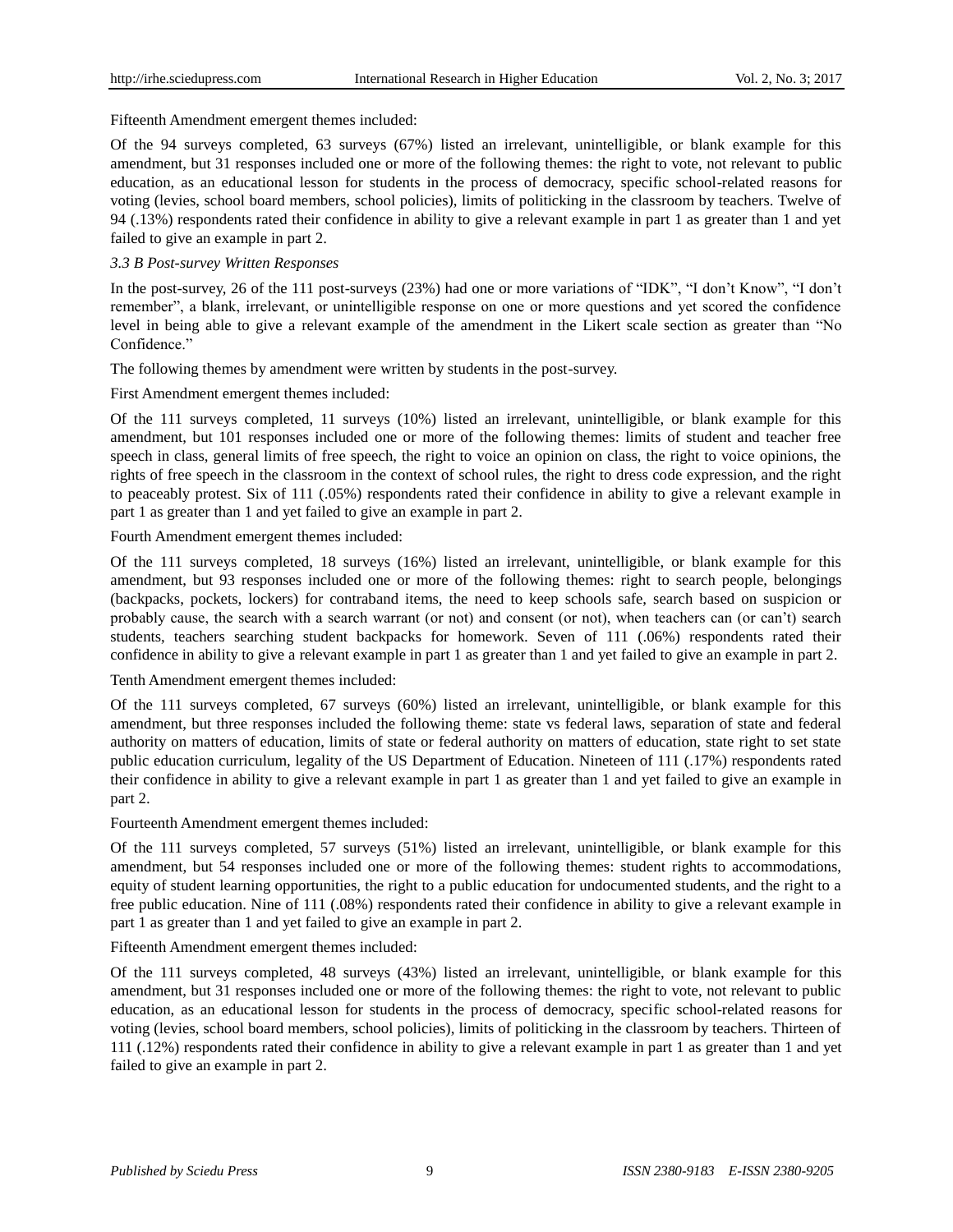Fifteenth Amendment emergent themes included:

Of the 94 surveys completed, 63 surveys (67%) listed an irrelevant, unintelligible, or blank example for this amendment, but 31 responses included one or more of the following themes: the right to vote, not relevant to public education, as an educational lesson for students in the process of democracy, specific school-related reasons for voting (levies, school board members, school policies), limits of politicking in the classroom by teachers. Twelve of 94 (.13%) respondents rated their confidence in ability to give a relevant example in part 1 as greater than 1 and yet failed to give an example in part 2.

### *3.3 B Post-survey Written Responses*

In the post-survey, 26 of the 111 post-surveys (23%) had one or more variations of "IDK", "I don't Know", "I don't remember", a blank, irrelevant, or unintelligible response on one or more questions and yet scored the confidence level in being able to give a relevant example of the amendment in the Likert scale section as greater than "No Confidence."

The following themes by amendment were written by students in the post-survey.

First Amendment emergent themes included:

Of the 111 surveys completed, 11 surveys (10%) listed an irrelevant, unintelligible, or blank example for this amendment, but 101 responses included one or more of the following themes: limits of student and teacher free speech in class, general limits of free speech, the right to voice an opinion on class, the right to voice opinions, the rights of free speech in the classroom in the context of school rules, the right to dress code expression, and the right to peaceably protest. Six of 111 (.05%) respondents rated their confidence in ability to give a relevant example in part 1 as greater than 1 and yet failed to give an example in part 2.

Fourth Amendment emergent themes included:

Of the 111 surveys completed, 18 surveys (16%) listed an irrelevant, unintelligible, or blank example for this amendment, but 93 responses included one or more of the following themes: right to search people, belongings (backpacks, pockets, lockers) for contraband items, the need to keep schools safe, search based on suspicion or probably cause, the search with a search warrant (or not) and consent (or not), when teachers can (or can't) search students, teachers searching student backpacks for homework. Seven of 111 (.06%) respondents rated their confidence in ability to give a relevant example in part 1 as greater than 1 and yet failed to give an example in part 2.

Tenth Amendment emergent themes included:

Of the 111 surveys completed, 67 surveys (60%) listed an irrelevant, unintelligible, or blank example for this amendment, but three responses included the following theme: state vs federal laws, separation of state and federal authority on matters of education, limits of state or federal authority on matters of education, state right to set state public education curriculum, legality of the US Department of Education. Nineteen of 111 (.17%) respondents rated their confidence in ability to give a relevant example in part 1 as greater than 1 and yet failed to give an example in part 2.

Fourteenth Amendment emergent themes included:

Of the 111 surveys completed, 57 surveys (51%) listed an irrelevant, unintelligible, or blank example for this amendment, but 54 responses included one or more of the following themes: student rights to accommodations, equity of student learning opportunities, the right to a public education for undocumented students, and the right to a free public education. Nine of 111 (.08%) respondents rated their confidence in ability to give a relevant example in part 1 as greater than 1 and yet failed to give an example in part 2.

Fifteenth Amendment emergent themes included:

Of the 111 surveys completed, 48 surveys (43%) listed an irrelevant, unintelligible, or blank example for this amendment, but 31 responses included one or more of the following themes: the right to vote, not relevant to public education, as an educational lesson for students in the process of democracy, specific school-related reasons for voting (levies, school board members, school policies), limits of politicking in the classroom by teachers. Thirteen of 111 (.12%) respondents rated their confidence in ability to give a relevant example in part 1 as greater than 1 and yet failed to give an example in part 2.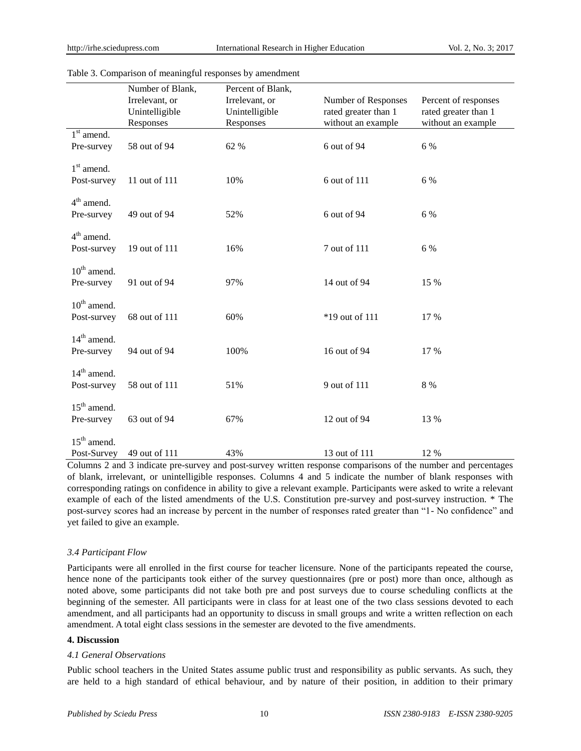Table 3. Comparison of meaningful responses by amendment

| | Number of Blank, Irrelevant, or Unintelligible Responses | Percent of Blank, Irrelevant, or Unintelligible Responses | Number of Responses rated greater than 1 without an example | Percent of responses rated greater than 1 without an example |
|---|---|---|---|---|
| 1st amend. Pre-survey | 58 out of 94 | 62 % | 6 out of 94 | 6 % |
| 1st amend. Post-survey | 11 out of 111 | 10% | 6 out of 111 | 6 % |
| 4th amend. Pre-survey | 49 out of 94 | 52% | 6 out of 94 | 6 % |
| 4th amend. Post-survey | 19 out of 111 | 16% | 7 out of 111 | 6 % |
| 10th amend. Pre-survey | 91 out of 94 | 97% | 14 out of 94 | 15 % |
| 10th amend. Post-survey | 68 out of 111 | 60% | *19 out of 111 | 17 % |
| 14th amend. Pre-survey | 94 out of 94 | 100% | 16 out of 94 | 17 % |
| 14th amend. Post-survey | 58 out of 111 | 51% | 9 out of 111 | 8 % |
| 15th amend. Pre-survey | 63 out of 94 | 67% | 12 out of 94 | 13 % |
| 15th amend. Post-Survey | 49 out of 111 | 43% | 13 out of 111 | 12 % |

Columns 2 and 3 indicate pre-survey and post-survey written response comparisons of the number and percentages of blank, irrelevant, or unintelligible responses. Columns 4 and 5 indicate the number of blank responses with corresponding ratings on confidence in ability to give a relevant example. Participants were asked to write a relevant example of each of the listed amendments of the U.S. Constitution pre-survey and post-survey instruction. * The post-survey scores had an increase by percent in the number of responses rated greater than "1- No confidence" and yet failed to give an example.

### *3.4 Participant Flow*

Participants were all enrolled in the first course for teacher licensure. None of the participants repeated the course, hence none of the participants took either of the survey questionnaires (pre or post) more than once, although as noted above, some participants did not take both pre and post surveys due to course scheduling conflicts at the beginning of the semester. All participants were in class for at least one of the two class sessions devoted to each amendment, and all participants had an opportunity to discuss in small groups and write a written reflection on each amendment. A total eight class sessions in the semester are devoted to the five amendments.

## 4. Discussion

### *4.1 General Observations*

Public school teachers in the United States assume public trust and responsibility as public servants. As such, they are held to a high standard of ethical behaviour, and by nature of their position, in addition to their primary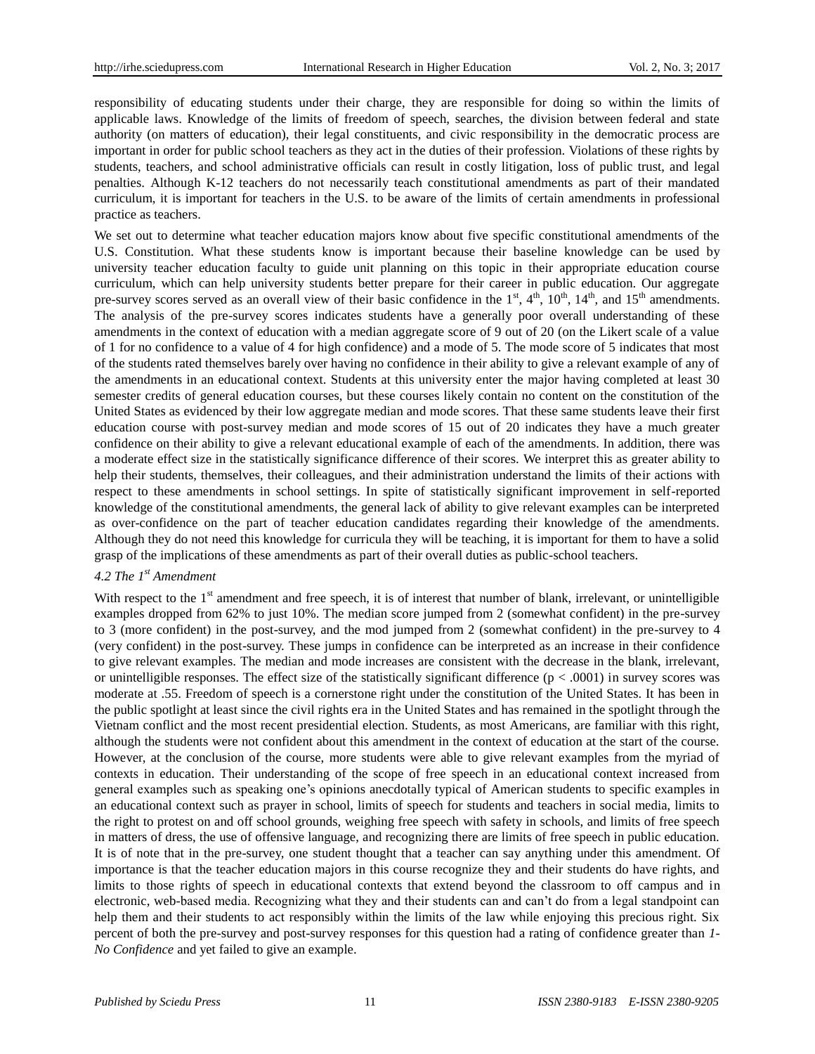responsibility of educating students under their charge, they are responsible for doing so within the limits of applicable laws. Knowledge of the limits of freedom of speech, searches, the division between federal and state authority (on matters of education), their legal constituents, and civic responsibility in the democratic process are important in order for public school teachers as they act in the duties of their profession. Violations of these rights by students, teachers, and school administrative officials can result in costly litigation, loss of public trust, and legal penalties. Although K-12 teachers do not necessarily teach constitutional amendments as part of their mandated curriculum, it is important for teachers in the U.S. to be aware of the limits of certain amendments in professional practice as teachers.

We set out to determine what teacher education majors know about five specific constitutional amendments of the U.S. Constitution. What these students know is important because their baseline knowledge can be used by university teacher education faculty to guide unit planning on this topic in their appropriate education course curriculum, which can help university students better prepare for their career in public education. Our aggregate pre-survey scores served as an overall view of their basic confidence in the 1st, 4th, 10th, 14th, and 15th amendments. The analysis of the pre-survey scores indicates students have a generally poor overall understanding of these amendments in the context of education with a median aggregate score of 9 out of 20 (on the Likert scale of a value of 1 for no confidence to a value of 4 for high confidence) and a mode of 5. The mode score of 5 indicates that most of the students rated themselves barely over having no confidence in their ability to give a relevant example of any of the amendments in an educational context. Students at this university enter the major having completed at least 30 semester credits of general education courses, but these courses likely contain no content on the constitution of the United States as evidenced by their low aggregate median and mode scores. That these same students leave their first education course with post-survey median and mode scores of 15 out of 20 indicates they have a much greater confidence on their ability to give a relevant educational example of each of the amendments. In addition, there was a moderate effect size in the statistically significance difference of their scores. We interpret this as greater ability to help their students, themselves, their colleagues, and their administration understand the limits of their actions with respect to these amendments in school settings. In spite of statistically significant improvement in self-reported knowledge of the constitutional amendments, the general lack of ability to give relevant examples can be interpreted as over-confidence on the part of teacher education candidates regarding their knowledge of the amendments. Although they do not need this knowledge for curricula they will be teaching, it is important for them to have a solid grasp of the implications of these amendments as part of their overall duties as public-school teachers.

### *4.2 The 1st Amendment*

With respect to the 1st amendment and free speech, it is of interest that number of blank, irrelevant, or unintelligible examples dropped from 62% to just 10%. The median score jumped from 2 (somewhat confident) in the pre-survey to 3 (more confident) in the post-survey, and the mod jumped from 2 (somewhat confident) in the pre-survey to 4 (very confident) in the post-survey. These jumps in confidence can be interpreted as an increase in their confidence to give relevant examples. The median and mode increases are consistent with the decrease in the blank, irrelevant, or unintelligible responses. The effect size of the statistically significant difference ($p < .0001$) in survey scores was moderate at .55. Freedom of speech is a cornerstone right under the constitution of the United States. It has been in the public spotlight at least since the civil rights era in the United States and has remained in the spotlight through the Vietnam conflict and the most recent presidential election. Students, as most Americans, are familiar with this right, although the students were not confident about this amendment in the context of education at the start of the course. However, at the conclusion of the course, more students were able to give relevant examples from the myriad of contexts in education. Their understanding of the scope of free speech in an educational context increased from general examples such as speaking one's opinions anecdotally typical of American students to specific examples in an educational context such as prayer in school, limits of speech for students and teachers in social media, limits to the right to protest on and off school grounds, weighing free speech with safety in schools, and limits of free speech in matters of dress, the use of offensive language, and recognizing there are limits of free speech in public education. It is of note that in the pre-survey, one student thought that a teacher can say anything under this amendment. Of importance is that the teacher education majors in this course recognize they and their students do have rights, and limits to those rights of speech in educational contexts that extend beyond the classroom to off campus and in electronic, web-based media. Recognizing what they and their students can and can't do from a legal standpoint can help them and their students to act responsibly within the limits of the law while enjoying this precious right. Six percent of both the pre-survey and post-survey responses for this question had a rating of confidence greater than *1-No Confidence* and yet failed to give an example.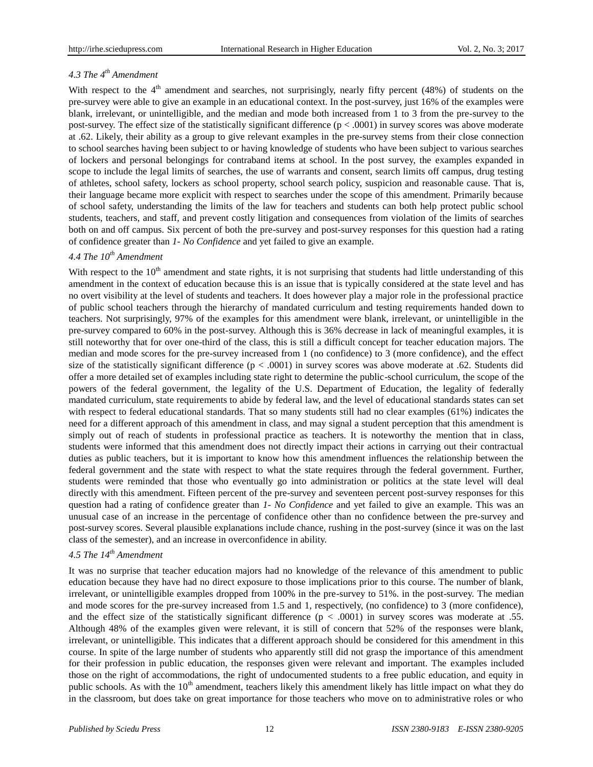### 4.3 The 4th Amendment

With respect to the 4th amendment and searches, not surprisingly, nearly fifty percent (48%) of students on the pre-survey were able to give an example in an educational context. In the post-survey, just 16% of the examples were blank, irrelevant, or unintelligible, and the median and mode both increased from 1 to 3 from the pre-survey to the post-survey. The effect size of the statistically significant difference ($p < .0001$) in survey scores was above moderate at .62. Likely, their ability as a group to give relevant examples in the pre-survey stems from their close connection to school searches having been subject to or having knowledge of students who have been subject to various searches of lockers and personal belongings for contraband items at school. In the post survey, the examples expanded in scope to include the legal limits of searches, the use of warrants and consent, search limits off campus, drug testing of athletes, school safety, lockers as school property, school search policy, suspicion and reasonable cause. That is, their language became more explicit with respect to searches under the scope of this amendment. Primarily because of school safety, understanding the limits of the law for teachers and students can both help protect public school students, teachers, and staff, and prevent costly litigation and consequences from violation of the limits of searches both on and off campus. Six percent of both the pre-survey and post-survey responses for this question had a rating of confidence greater than *1- No Confidence* and yet failed to give an example.

### 4.4 The 10th Amendment

With respect to the 10th amendment and state rights, it is not surprising that students had little understanding of this amendment in the context of education because this is an issue that is typically considered at the state level and has no overt visibility at the level of students and teachers. It does however play a major role in the professional practice of public school teachers through the hierarchy of mandated curriculum and testing requirements handed down to teachers. Not surprisingly, 97% of the examples for this amendment were blank, irrelevant, or unintelligible in the pre-survey compared to 60% in the post-survey. Although this is 36% decrease in lack of meaningful examples, it is still noteworthy that for over one-third of the class, this is still a difficult concept for teacher education majors. The median and mode scores for the pre-survey increased from 1 (no confidence) to 3 (more confidence), and the effect size of the statistically significant difference ($p < .0001$) in survey scores was above moderate at .62. Students did offer a more detailed set of examples including state right to determine the public-school curriculum, the scope of the powers of the federal government, the legality of the U.S. Department of Education, the legality of federally mandated curriculum, state requirements to abide by federal law, and the level of educational standards states can set with respect to federal educational standards. That so many students still had no clear examples (61%) indicates the need for a different approach of this amendment in class, and may signal a student perception that this amendment is simply out of reach of students in professional practice as teachers. It is noteworthy the mention that in class, students were informed that this amendment does not directly impact their actions in carrying out their contractual duties as public teachers, but it is important to know how this amendment influences the relationship between the federal government and the state with respect to what the state requires through the federal government. Further, students were reminded that those who eventually go into administration or politics at the state level will deal directly with this amendment. Fifteen percent of the pre-survey and seventeen percent post-survey responses for this question had a rating of confidence greater than *1- No Confidence* and yet failed to give an example. This was an unusual case of an increase in the percentage of confidence other than no confidence between the pre-survey and post-survey scores. Several plausible explanations include chance, rushing in the post-survey (since it was on the last class of the semester), and an increase in overconfidence in ability.

### 4.5 The 14th Amendment

It was no surprise that teacher education majors had no knowledge of the relevance of this amendment to public education because they have had no direct exposure to those implications prior to this course. The number of blank, irrelevant, or unintelligible examples dropped from 100% in the pre-survey to 51%. in the post-survey. The median and mode scores for the pre-survey increased from 1.5 and 1, respectively, (no confidence) to 3 (more confidence), and the effect size of the statistically significant difference ($p < .0001$) in survey scores was moderate at .55. Although 48% of the examples given were relevant, it is still of concern that 52% of the responses were blank, irrelevant, or unintelligible. This indicates that a different approach should be considered for this amendment in this course. In spite of the large number of students who apparently still did not grasp the importance of this amendment for their profession in public education, the responses given were relevant and important. The examples included those on the right of accommodations, the right of undocumented students to a free public education, and equity in public schools. As with the 10th amendment, teachers likely this amendment likely has little impact on what they do in the classroom, but does take on great importance for those teachers who move on to administrative roles or who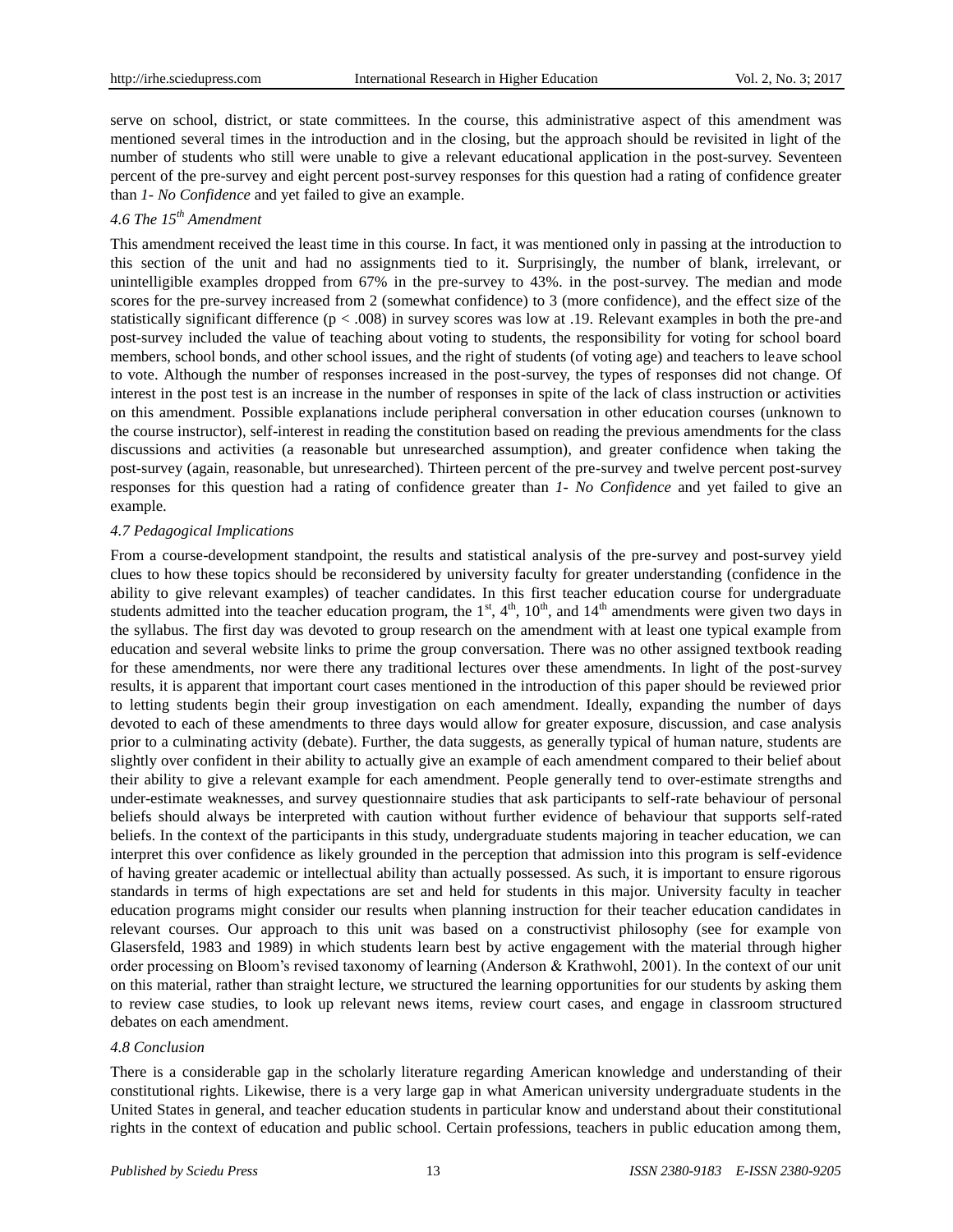serve on school, district, or state committees. In the course, this administrative aspect of this amendment was mentioned several times in the introduction and in the closing, but the approach should be revisited in light of the number of students who still were unable to give a relevant educational application in the post-survey. Seventeen percent of the pre-survey and eight percent post-survey responses for this question had a rating of confidence greater than *1- No Confidence* and yet failed to give an example.

### *4.6 The 15th Amendment*

This amendment received the least time in this course. In fact, it was mentioned only in passing at the introduction to this section of the unit and had no assignments tied to it. Surprisingly, the number of blank, irrelevant, or unintelligible examples dropped from 67% in the pre-survey to 43%. in the post-survey. The median and mode scores for the pre-survey increased from 2 (somewhat confidence) to 3 (more confidence), and the effect size of the statistically significant difference ($p < .008$) in survey scores was low at .19. Relevant examples in both the pre-and post-survey included the value of teaching about voting to students, the responsibility for voting for school board members, school bonds, and other school issues, and the right of students (of voting age) and teachers to leave school to vote. Although the number of responses increased in the post-survey, the types of responses did not change. Of interest in the post test is an increase in the number of responses in spite of the lack of class instruction or activities on this amendment. Possible explanations include peripheral conversation in other education courses (unknown to the course instructor), self-interest in reading the constitution based on reading the previous amendments for the class discussions and activities (a reasonable but unresearched assumption), and greater confidence when taking the post-survey (again, reasonable, but unresearched). Thirteen percent of the pre-survey and twelve percent post-survey responses for this question had a rating of confidence greater than *1- No Confidence* and yet failed to give an example.

### *4.7 Pedagogical Implications*

From a course-development standpoint, the results and statistical analysis of the pre-survey and post-survey yield clues to how these topics should be reconsidered by university faculty for greater understanding (confidence in the ability to give relevant examples) of teacher candidates. In this first teacher education course for undergraduate students admitted into the teacher education program, the 1st, 4th, 10th, and 14th amendments were given two days in the syllabus. The first day was devoted to group research on the amendment with at least one typical example from education and several website links to prime the group conversation. There was no other assigned textbook reading for these amendments, nor were there any traditional lectures over these amendments. In light of the post-survey results, it is apparent that important court cases mentioned in the introduction of this paper should be reviewed prior to letting students begin their group investigation on each amendment. Ideally, expanding the number of days devoted to each of these amendments to three days would allow for greater exposure, discussion, and case analysis prior to a culminating activity (debate). Further, the data suggests, as generally typical of human nature, students are slightly over confident in their ability to actually give an example of each amendment compared to their belief about their ability to give a relevant example for each amendment. People generally tend to over-estimate strengths and under-estimate weaknesses, and survey questionnaire studies that ask participants to self-rate behaviour of personal beliefs should always be interpreted with caution without further evidence of behaviour that supports self-rated beliefs. In the context of the participants in this study, undergraduate students majoring in teacher education, we can interpret this over confidence as likely grounded in the perception that admission into this program is self-evidence of having greater academic or intellectual ability than actually possessed. As such, it is important to ensure rigorous standards in terms of high expectations are set and held for students in this major. University faculty in teacher education programs might consider our results when planning instruction for their teacher education candidates in relevant courses. Our approach to this unit was based on a constructivist philosophy (see for example von Glasersfeld, 1983 and 1989) in which students learn best by active engagement with the material through higher order processing on Bloom's revised taxonomy of learning (Anderson & Krathwohl, 2001). In the context of our unit on this material, rather than straight lecture, we structured the learning opportunities for our students by asking them to review case studies, to look up relevant news items, review court cases, and engage in classroom structured debates on each amendment.

### *4.8 Conclusion*

There is a considerable gap in the scholarly literature regarding American knowledge and understanding of their constitutional rights. Likewise, there is a very large gap in what American university undergraduate students in the United States in general, and teacher education students in particular know and understand about their constitutional rights in the context of education and public school. Certain professions, teachers in public education among them,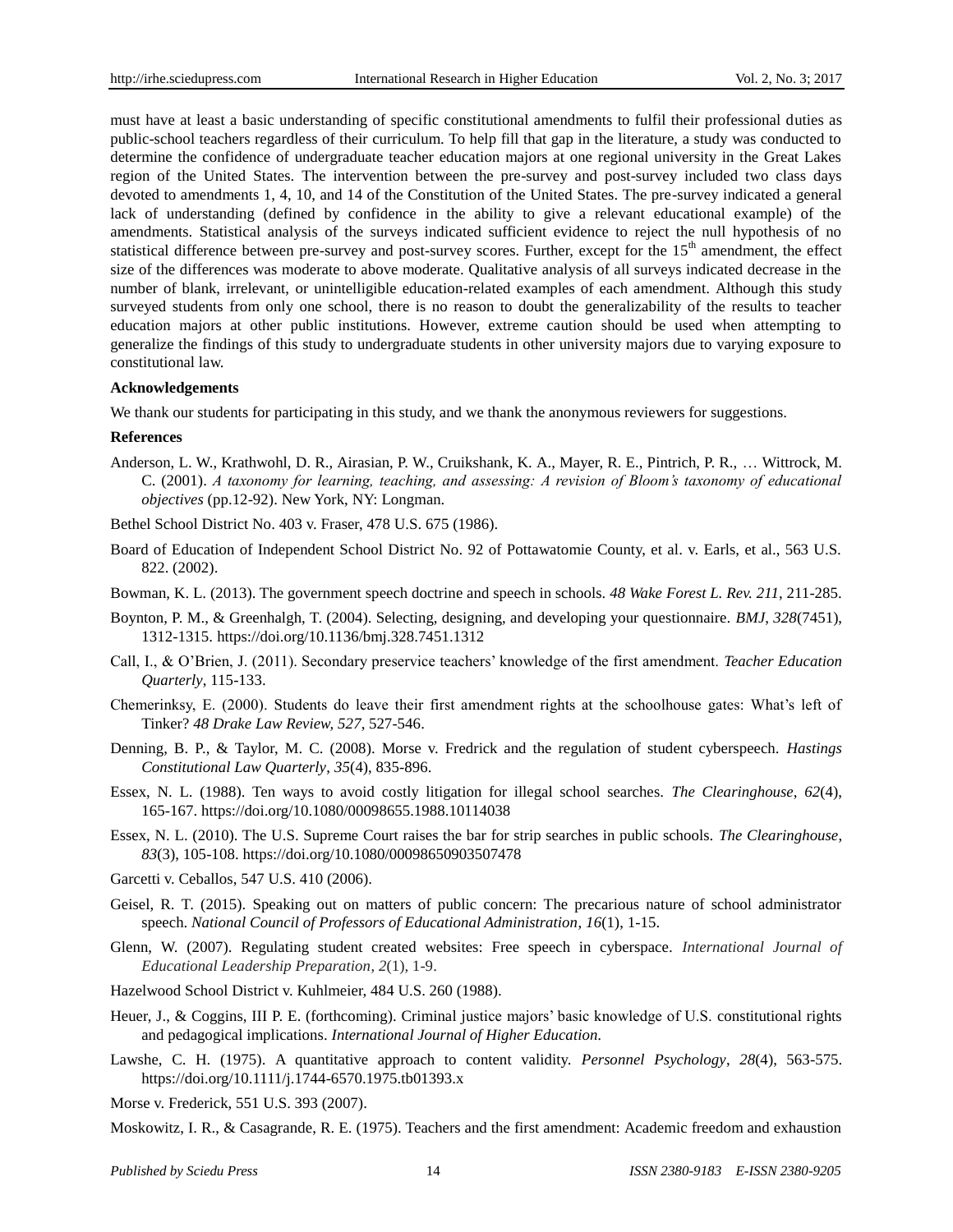must have at least a basic understanding of specific constitutional amendments to fulfil their professional duties as public-school teachers regardless of their curriculum. To help fill that gap in the literature, a study was conducted to determine the confidence of undergraduate teacher education majors at one regional university in the Great Lakes region of the United States. The intervention between the pre-survey and post-survey included two class days devoted to amendments 1, 4, 10, and 14 of the Constitution of the United States. The pre-survey indicated a general lack of understanding (defined by confidence in the ability to give a relevant educational example) of the amendments. Statistical analysis of the surveys indicated sufficient evidence to reject the null hypothesis of no statistical difference between pre-survey and post-survey scores. Further, except for the 15th amendment, the effect size of the differences was moderate to above moderate. Qualitative analysis of all surveys indicated decrease in the number of blank, irrelevant, or unintelligible education-related examples of each amendment. Although this study surveyed students from only one school, there is no reason to doubt the generalizability of the results to teacher education majors at other public institutions. However, extreme caution should be used when attempting to generalize the findings of this study to undergraduate students in other university majors due to varying exposure to constitutional law.

**Acknowledgements**

We thank our students for participating in this study, and we thank the anonymous reviewers for suggestions.

**References**

Anderson, L. W., Krathwohl, D. R., Airasian, P. W., Cruikshank, K. A., Mayer, R. E., Pintrich, P. R., … Wittrock, M. C. (2001). *A taxonomy for learning, teaching, and assessing: A revision of Bloom's taxonomy of educational objectives* (pp.12-92). New York, NY: Longman.

Bethel School District No. 403 v. Fraser, 478 U.S. 675 (1986).

Board of Education of Independent School District No. 92 of Pottawatomie County, et al. v. Earls, et al., 563 U.S. 822. (2002).

Bowman, K. L. (2013). The government speech doctrine and speech in schools. *48 Wake Forest L. Rev. 211*, 211-285.

Boynton, P. M., & Greenhalgh, T. (2004). Selecting, designing, and developing your questionnaire. *BMJ*, *328*(7451), 1312-1315. https://doi.org/10.1136/bmj.328.7451.1312

Call, I., & O'Brien, J. (2011). Secondary preservice teachers' knowledge of the first amendment. *Teacher Education Quarterly*, 115-133.

Chemerinksy, E. (2000). Students do leave their first amendment rights at the schoolhouse gates: What's left of Tinker? *48 Drake Law Review, 527*, 527-546.

Denning, B. P., & Taylor, M. C. (2008). Morse v. Fredrick and the regulation of student cyberspeech. *Hastings Constitutional Law Quarterly*, *35*(4), 835-896.

Essex, N. L. (1988). Ten ways to avoid costly litigation for illegal school searches. *The Clearinghouse*, *62*(4), 165-167. https://doi.org/10.1080/00098655.1988.10114038

Essex, N. L. (2010). The U.S. Supreme Court raises the bar for strip searches in public schools. *The Clearinghouse*, *83*(3), 105-108. https://doi.org/10.1080/00098650903507478

Garcetti v. Ceballos, 547 U.S. 410 (2006).

Geisel, R. T. (2015). Speaking out on matters of public concern: The precarious nature of school administrator speech. *National Council of Professors of Educational Administration*, *16*(1), 1-15.

Glenn, W. (2007). Regulating student created websites: Free speech in cyberspace. *International Journal of Educational Leadership Preparation*, *2*(1), 1-9.

Hazelwood School District v. Kuhlmeier, 484 U.S. 260 (1988).

Heuer, J., & Coggins, III P. E. (forthcoming). Criminal justice majors' basic knowledge of U.S. constitutional rights and pedagogical implications. *International Journal of Higher Education*.

Lawshe, C. H. (1975). A quantitative approach to content validity. *Personnel Psychology*, *28*(4), 563-575. https://doi.org/10.1111/j.1744-6570.1975.tb01393.x

Morse v. Frederick, 551 U.S. 393 (2007).

Moskowitz, I. R., & Casagrande, R. E. (1975). Teachers and the first amendment: Academic freedom and exhaustion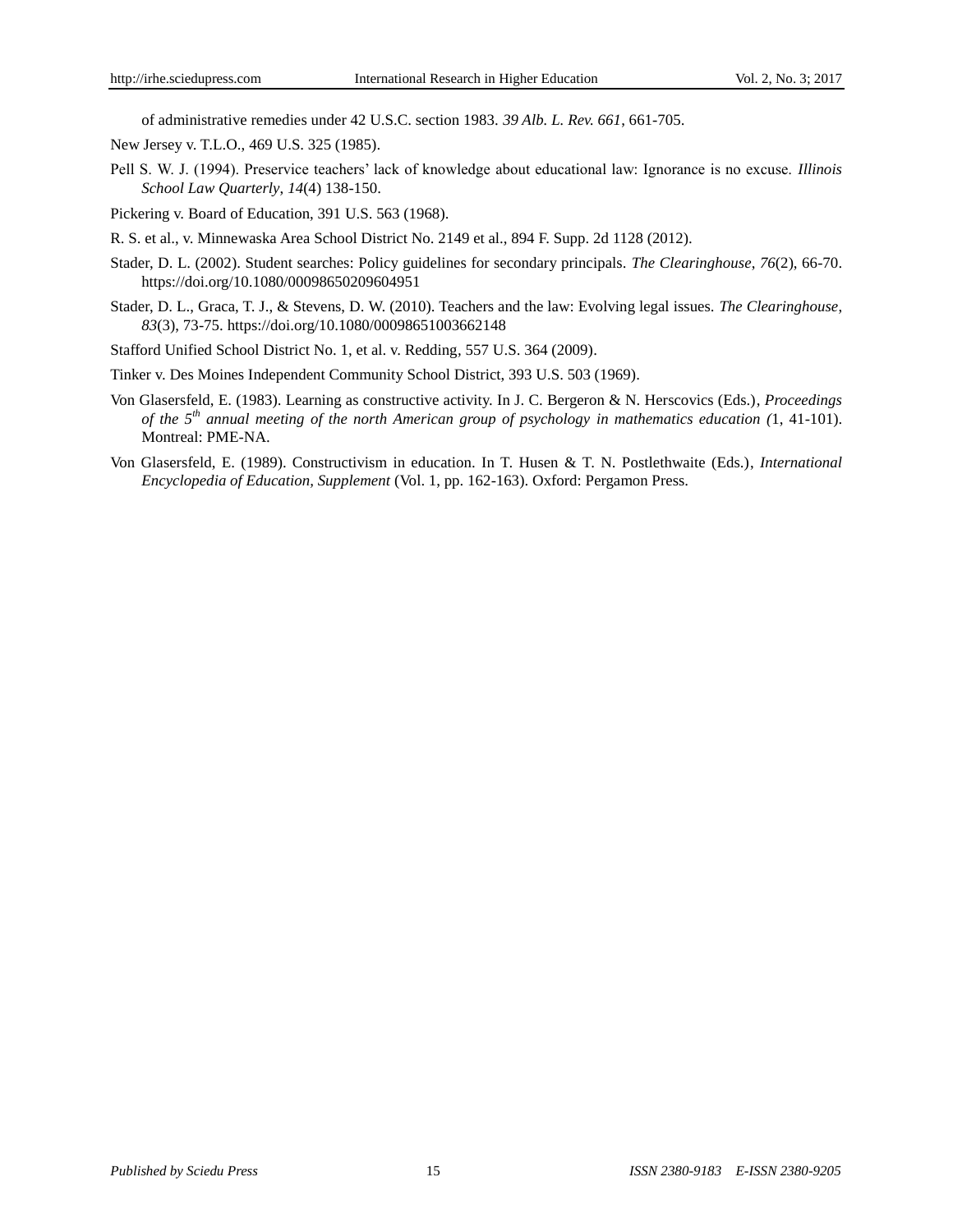of administrative remedies under 42 U.S.C. section 1983. *39 Alb. L. Rev. 661*, 661-705.

New Jersey v. T.L.O., 469 U.S. 325 (1985).

Pell S. W. J. (1994). Preservice teachers' lack of knowledge about educational law: Ignorance is no excuse. *Illinois School Law Quarterly*, *14*(4) 138-150.

Pickering v. Board of Education, 391 U.S. 563 (1968).

R. S. et al., v. Minnewaska Area School District No. 2149 et al., 894 F. Supp. 2d 1128 (2012).

Stader, D. L. (2002). Student searches: Policy guidelines for secondary principals. *The Clearinghouse, 76*(2), 66-70. https://doi.org/10.1080/00098650209604951

Stader, D. L., Graca, T. J., & Stevens, D. W. (2010). Teachers and the law: Evolving legal issues. *The Clearinghouse*, *83*(3), 73-75. https://doi.org/10.1080/00098651003662148

Stafford Unified School District No. 1, et al. v. Redding, 557 U.S. 364 (2009).

Tinker v. Des Moines Independent Community School District, 393 U.S. 503 (1969).

Von Glasersfeld, E. (1983). Learning as constructive activity. In J. C. Bergeron & N. Herscovics (Eds.), *Proceedings of the 5th annual meeting of the north American group of psychology in mathematics education (*1, 41-101). Montreal: PME-NA.

Von Glasersfeld, E. (1989). Constructivism in education. In T. Husen & T. N. Postlethwaite (Eds.), *International Encyclopedia of Education, Supplement* (Vol. 1, pp. 162-163). Oxford: Pergamon Press.